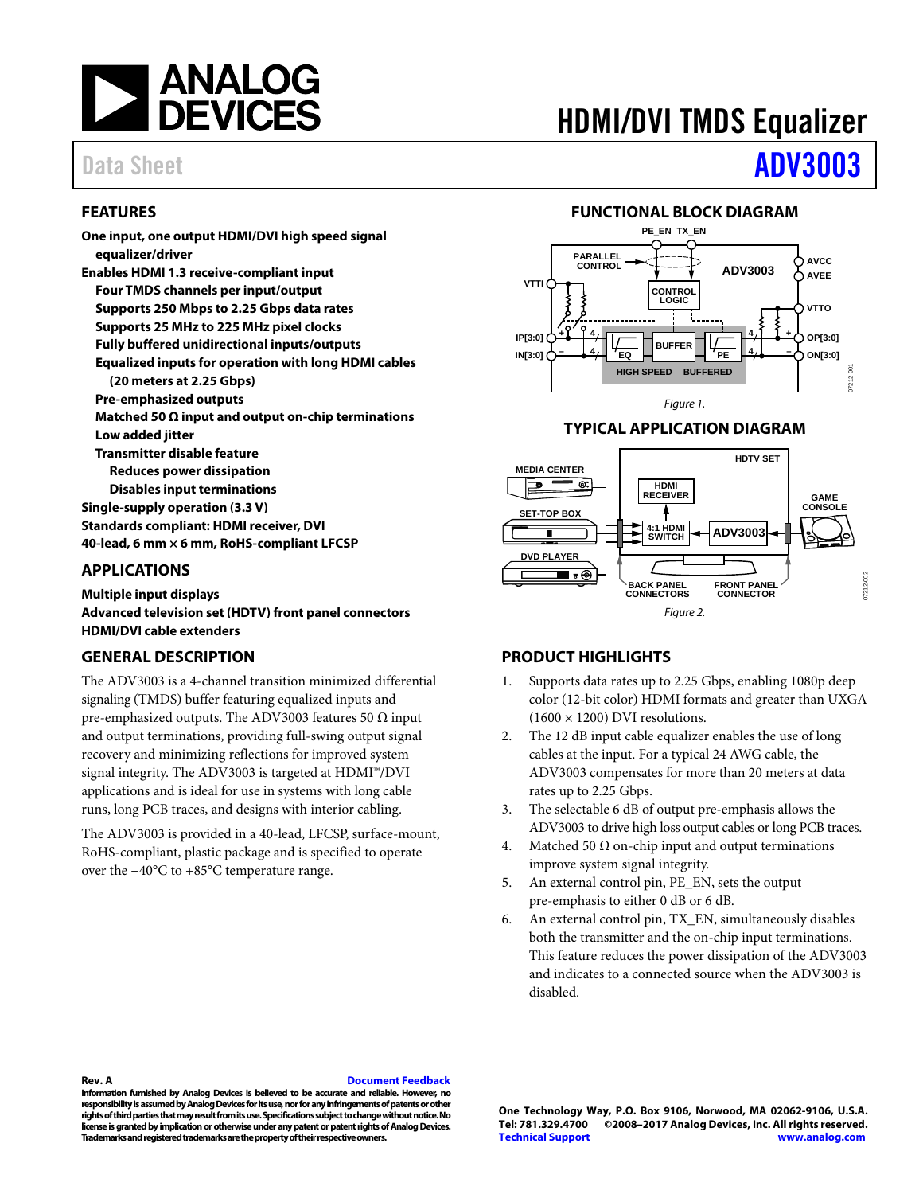# HDMI/DVI TMDS Equalizer

Data Sheet **ADV3003**

## FEATURES

**One input, one output HDMI/DVI high speed signal equalizer/driver**
**Enables HDMI 1.3 receive-compliant input**
- **Four TMDS channels per input/output**
- **Supports 250 Mbps to 2.25 Gbps data rates**
- **Supports 25 MHz to 225 MHz pixel clocks**
- **Fully buffered unidirectional inputs/outputs**
- **Equalized inputs for operation with long HDMI cables (20 meters at 2.25 Gbps)**
- **Pre-emphasized outputs**
- **Matched 50 Ω input and output on-chip terminations**
- **Low added jitter**
- **Transmitter disable feature**
  - **Reduces power dissipation**
  - **Disables input terminations**

**Single-supply operation (3.3 V)**
**Standards compliant: HDMI receiver, DVI**
**40-lead, 6 mm × 6 mm, RoHS-compliant LFCSP**

## APPLICATIONS

**Multiple input displays**
**Advanced television set (HDTV) front panel connectors**
**HDMI/DVI cable extenders**

## GENERAL DESCRIPTION

The ADV3003 is a 4-channel transition minimized differential signaling (TMDS) buffer featuring equalized inputs and pre-emphasized outputs. The ADV3003 features 50 Ω input and output terminations, providing full-swing output signal recovery and minimizing reflections for improved system signal integrity. The ADV3003 is targeted at HDMI™/DVI applications and is ideal for use in systems with long cable runs, long PCB traces, and designs with interior cabling.

The ADV3003 is provided in a 40-lead, LFCSP, surface-mount, RoHS-compliant, plastic package and is specified to operate over the −40°C to +85°C temperature range.

## FUNCTIONAL BLOCK DIAGRAM

*Figure 1.*

## TYPICAL APPLICATION DIAGRAM

*Figure 2.*

## PRODUCT HIGHLIGHTS

1. Supports data rates up to 2.25 Gbps, enabling 1080p deep color (12-bit color) HDMI formats and greater than UXGA (1600 × 1200) DVI resolutions.
2. The 12 dB input cable equalizer enables the use of long cables at the input. For a typical 24 AWG cable, the ADV3003 compensates for more than 20 meters at data rates up to 2.25 Gbps.
3. The selectable 6 dB of output pre-emphasis allows the ADV3003 to drive high loss output cables or long PCB traces.
4. Matched 50 Ω on-chip input and output terminations improve system signal integrity.
5. An external control pin, PE_EN, sets the output pre-emphasis to either 0 dB or 6 dB.
6. An external control pin, TX_EN, simultaneously disables both the transmitter and the on-chip input terminations. This feature reduces the power dissipation of the ADV3003 and indicates to a connected source when the ADV3003 is disabled.

Rev. A Document Feedback
Information furnished by Analog Devices is believed to be accurate and reliable. However, no responsibility is assumed by Analog Devices for its use, nor for any infringements of patents or other rights of third parties that may result from its use. Specifications subject to change without notice. No license is granted by implication or otherwise under any patent or patent rights of Analog Devices. Trademarks and registered trademarks are the property of their respective owners.

One Technology Way, P.O. Box 9106, Norwood, MA 02062-9106, U.S.A.
Tel: 781.329.4700 ©2008–2017 Analog Devices, Inc. All rights reserved.
Technical Support www.analog.com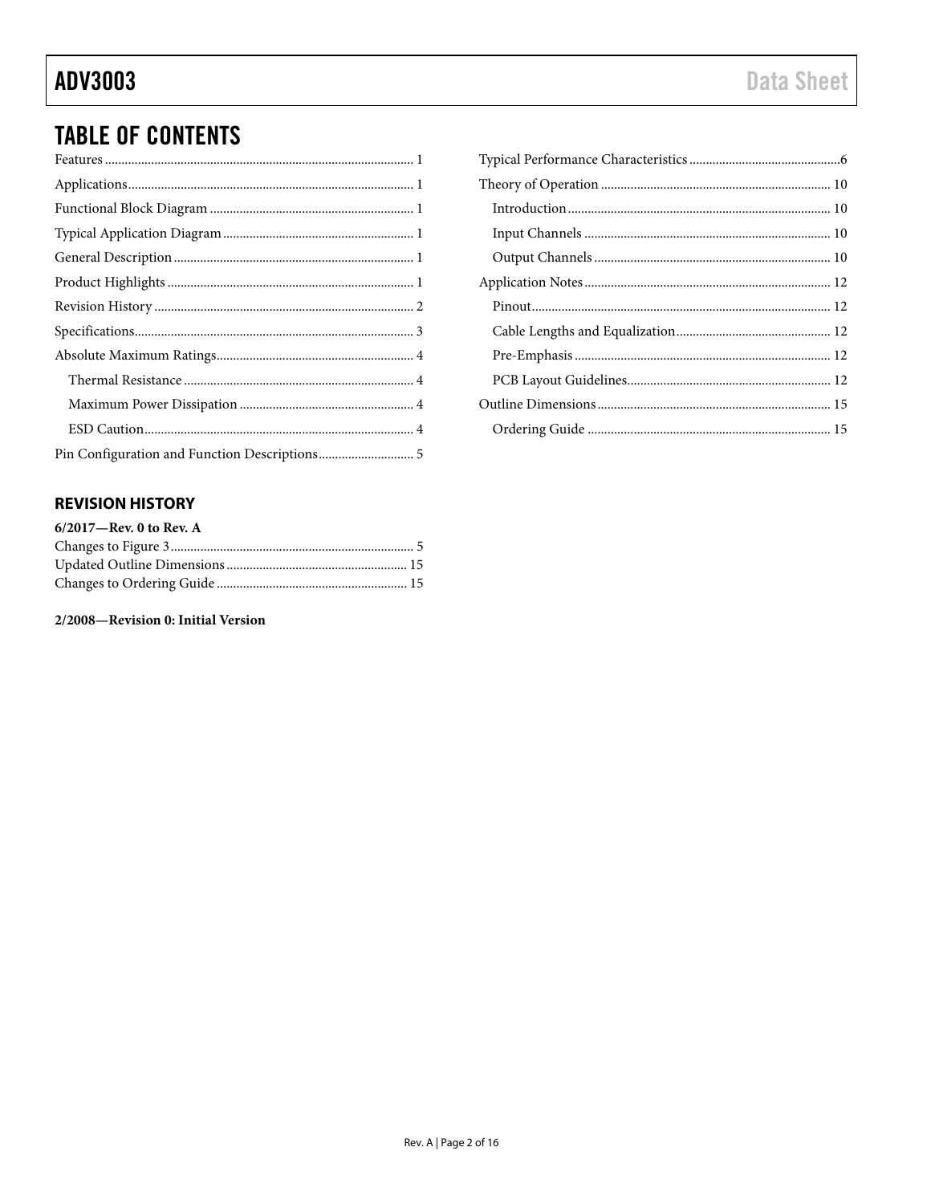## TABLE OF CONTENTS

Features ..... 1
Applications ..... 1
Functional Block Diagram ..... 1
Typical Application Diagram ..... 1
General Description ..... 1
Product Highlights ..... 1
Revision History ..... 2
Specifications ..... 3
Absolute Maximum Ratings ..... 4
  Thermal Resistance ..... 4
  Maximum Power Dissipation ..... 4
  ESD Caution ..... 4
Pin Configuration and Function Descriptions ..... 5
Typical Performance Characteristics ..... 6
Theory of Operation ..... 10
  Introduction ..... 10
  Input Channels ..... 10
  Output Channels ..... 10
Application Notes ..... 12
  Pinout ..... 12
  Cable Lengths and Equalization ..... 12
  Pre-Emphasis ..... 12
  PCB Layout Guidelines ..... 12
Outline Dimensions ..... 15
  Ordering Guide ..... 15

### REVISION HISTORY

**6/2017—Rev. 0 to Rev. A**

Changes to Figure 3 ..... 5
Updated Outline Dimensions ..... 15
Changes to Ordering Guide ..... 15

**2/2008—Revision 0: Initial Version**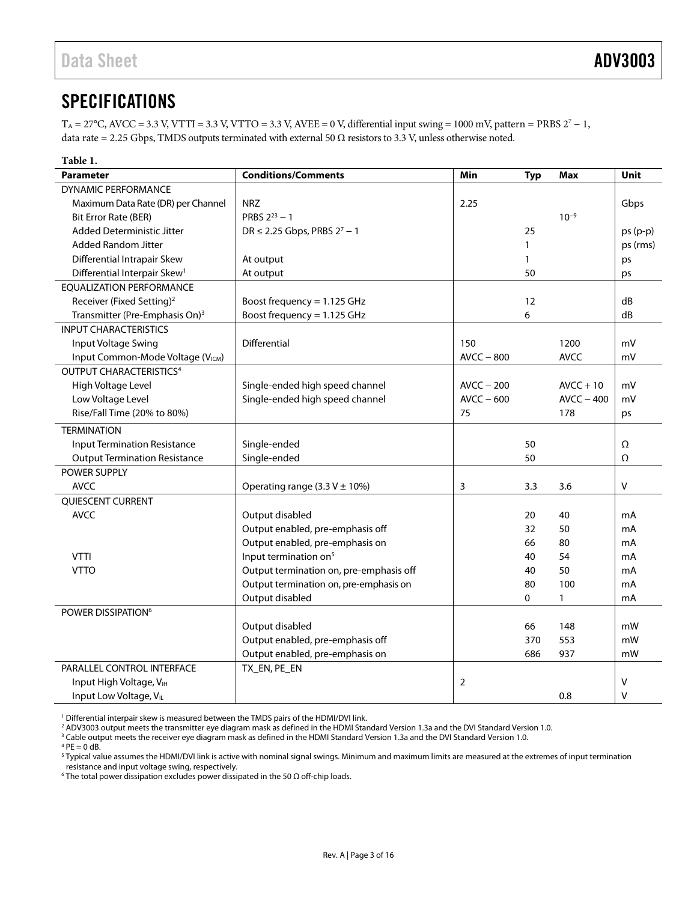# SPECIFICATIONS

$T_A$ = 27°C, AVCC = 3.3 V, VTTI = 3.3 V, VTTO = 3.3 V, AVEE = 0 V, differential input swing = 1000 mV, pattern = PRBS $2^7 - 1$, data rate = 2.25 Gbps, TMDS outputs terminated with external 50 Ω resistors to 3.3 V, unless otherwise noted.

**Table 1.**

| Parameter | Conditions/Comments | Min | Typ | Max | Unit |
|---|---|---|---|---|---|
| DYNAMIC PERFORMANCE | | | | | |
| Maximum Data Rate (DR) per Channel | NRZ | 2.25 | | | Gbps |
| Bit Error Rate (BER) | PRBS $2^{23} - 1$ | | | $10^{-9}$ | |
| Added Deterministic Jitter | DR ≤ 2.25 Gbps, PRBS $2^7 - 1$ | | 25 | | ps (p-p) |
| Added Random Jitter | | | 1 | | ps (rms) |
| Differential Intrapair Skew | At output | | 1 | | ps |
| Differential Interpair Skew[1] | At output | | 50 | | ps |
| EQUALIZATION PERFORMANCE | | | | | |
| Receiver (Fixed Setting)[2] | Boost frequency = 1.125 GHz | | 12 | | dB |
| Transmitter (Pre-Emphasis On)[3] | Boost frequency = 1.125 GHz | | 6 | | dB |
| INPUT CHARACTERISTICS | | | | | |
| Input Voltage Swing | Differential | 150 | | 1200 | mV |
| Input Common-Mode Voltage ($V_{ICM}$) | | AVCC − 800 | | AVCC | mV |
| OUTPUT CHARACTERISTICS[4] | | | | | |
| High Voltage Level | Single-ended high speed channel | AVCC − 200 | | AVCC + 10 | mV |
| Low Voltage Level | Single-ended high speed channel | AVCC − 600 | | AVCC − 400 | mV |
| Rise/Fall Time (20% to 80%) | | 75 | | 178 | ps |
| TERMINATION | | | | | |
| Input Termination Resistance | Single-ended | | 50 | | Ω |
| Output Termination Resistance | Single-ended | | 50 | | Ω |
| POWER SUPPLY | | | | | |
| AVCC | Operating range (3.3 V ± 10%) | 3 | 3.3 | 3.6 | V |
| QUIESCENT CURRENT | | | | | |
| AVCC | Output disabled | | 20 | 40 | mA |
| | Output enabled, pre-emphasis off | | 32 | 50 | mA |
| | Output enabled, pre-emphasis on | | 66 | 80 | mA |
| VTTI | Input termination on[5] | | 40 | 54 | mA |
| VTTO | Output termination on, pre-emphasis off | | 40 | 50 | mA |
| | Output termination on, pre-emphasis on | | 80 | 100 | mA |
| | Output disabled | | 0 | 1 | mA |
| POWER DISSIPATION[6] | | | | | |
| | Output disabled | | 66 | 148 | mW |
| | Output enabled, pre-emphasis off | | 370 | 553 | mW |
| | Output enabled, pre-emphasis on | | 686 | 937 | mW |
| PARALLEL CONTROL INTERFACE | TX_EN, PE_EN | | | | |
| Input High Voltage, $V_{IH}$ | | 2 | | | V |
| Input Low Voltage, $V_{IL}$ | | | | 0.8 | V |

[1] Differential interpair skew is measured between the TMDS pairs of the HDMI/DVI link.
[2] ADV3003 output meets the transmitter eye diagram mask as defined in the HDMI Standard Version 1.3a and the DVI Standard Version 1.0.
[3] Cable output meets the receiver eye diagram mask as defined in the HDMI Standard Version 1.3a and the DVI Standard Version 1.0.
[4] PE = 0 dB.
[5] Typical value assumes the HDMI/DVI link is active with nominal signal swings. Minimum and maximum limits are measured at the extremes of input termination resistance and input voltage swing, respectively.
[6] The total power dissipation excludes power dissipated in the 50 Ω off-chip loads.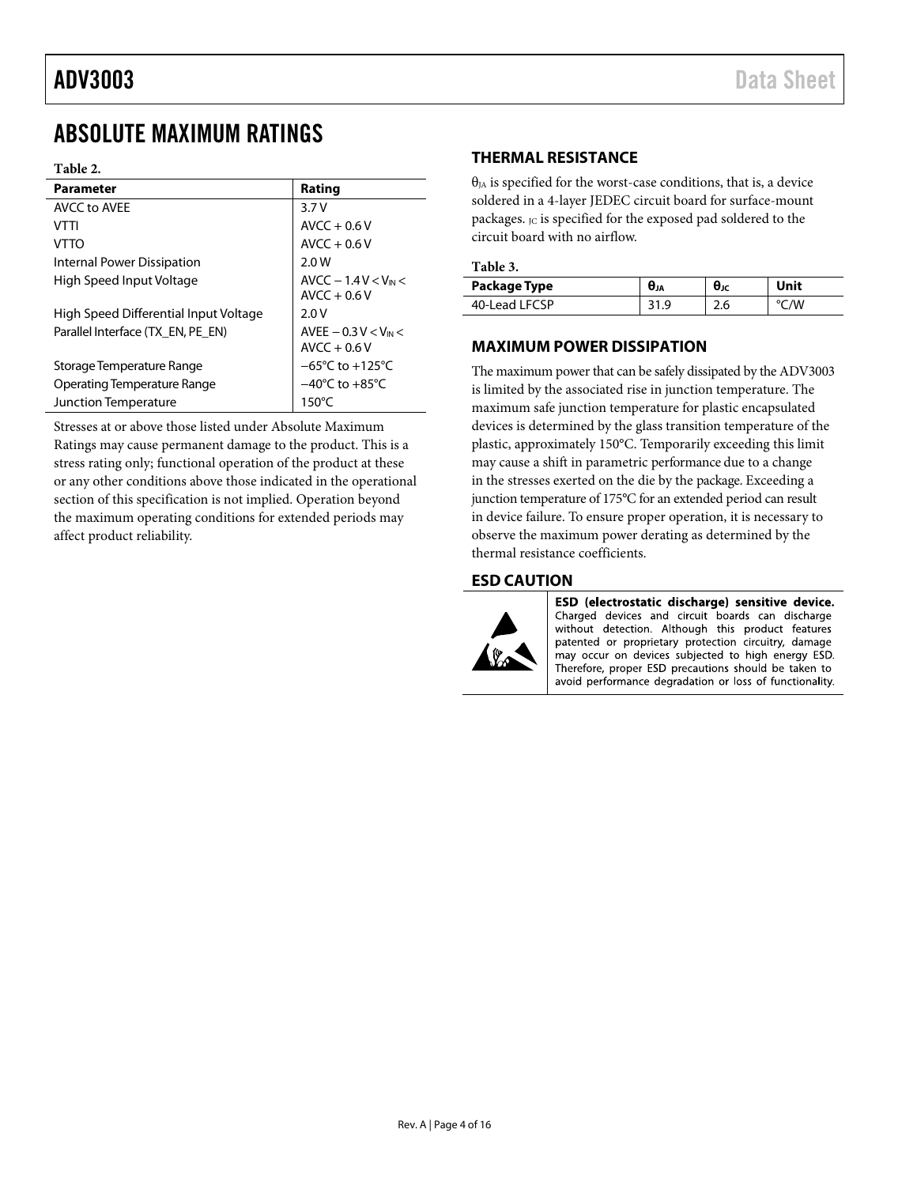# ABSOLUTE MAXIMUM RATINGS

**Table 2.**

| Parameter | Rating |
| --- | --- |
| AVCC to AVEE | 3.7 V |
| VTTI | AVCC + 0.6 V |
| VTTO | AVCC + 0.6 V |
| Internal Power Dissipation | 2.0 W |
| High Speed Input Voltage | AVCC − 1.4 V < $V_{IN}$ < AVCC + 0.6 V |
| High Speed Differential Input Voltage | 2.0 V |
| Parallel Interface (TX_EN, PE_EN) | AVEE − 0.3 V < $V_{IN}$ < AVCC + 0.6 V |
| Storage Temperature Range | −65°C to +125°C |
| Operating Temperature Range | −40°C to +85°C |
| Junction Temperature | 150°C |

Stresses at or above those listed under Absolute Maximum Ratings may cause permanent damage to the product. This is a stress rating only; functional operation of the product at these or any other conditions above those indicated in the operational section of this specification is not implied. Operation beyond the maximum operating conditions for extended periods may affect product reliability.

## THERMAL RESISTANCE

$\theta_{JA}$ is specified for the worst-case conditions, that is, a device soldered in a 4-layer JEDEC circuit board for surface-mount packages. $_{JC}$ is specified for the exposed pad soldered to the circuit board with no airflow.

**Table 3.**

| Package Type | $\theta_{JA}$ | $\theta_{JC}$ | Unit |
| --- | --- | --- | --- |
| 40-Lead LFCSP | 31.9 | 2.6 | °C/W |

## MAXIMUM POWER DISSIPATION

The maximum power that can be safely dissipated by the ADV3003 is limited by the associated rise in junction temperature. The maximum safe junction temperature for plastic encapsulated devices is determined by the glass transition temperature of the plastic, approximately 150°C. Temporarily exceeding this limit may cause a shift in parametric performance due to a change in the stresses exerted on the die by the package. Exceeding a junction temperature of 175°C for an extended period can result in device failure. To ensure proper operation, it is necessary to observe the maximum power derating as determined by the thermal resistance coefficients.

## ESD CAUTION

**ESD (electrostatic discharge) sensitive device.** Charged devices and circuit boards can discharge without detection. Although this product features patented or proprietary protection circuitry, damage may occur on devices subjected to high energy ESD. Therefore, proper ESD precautions should be taken to avoid performance degradation or loss of functionality.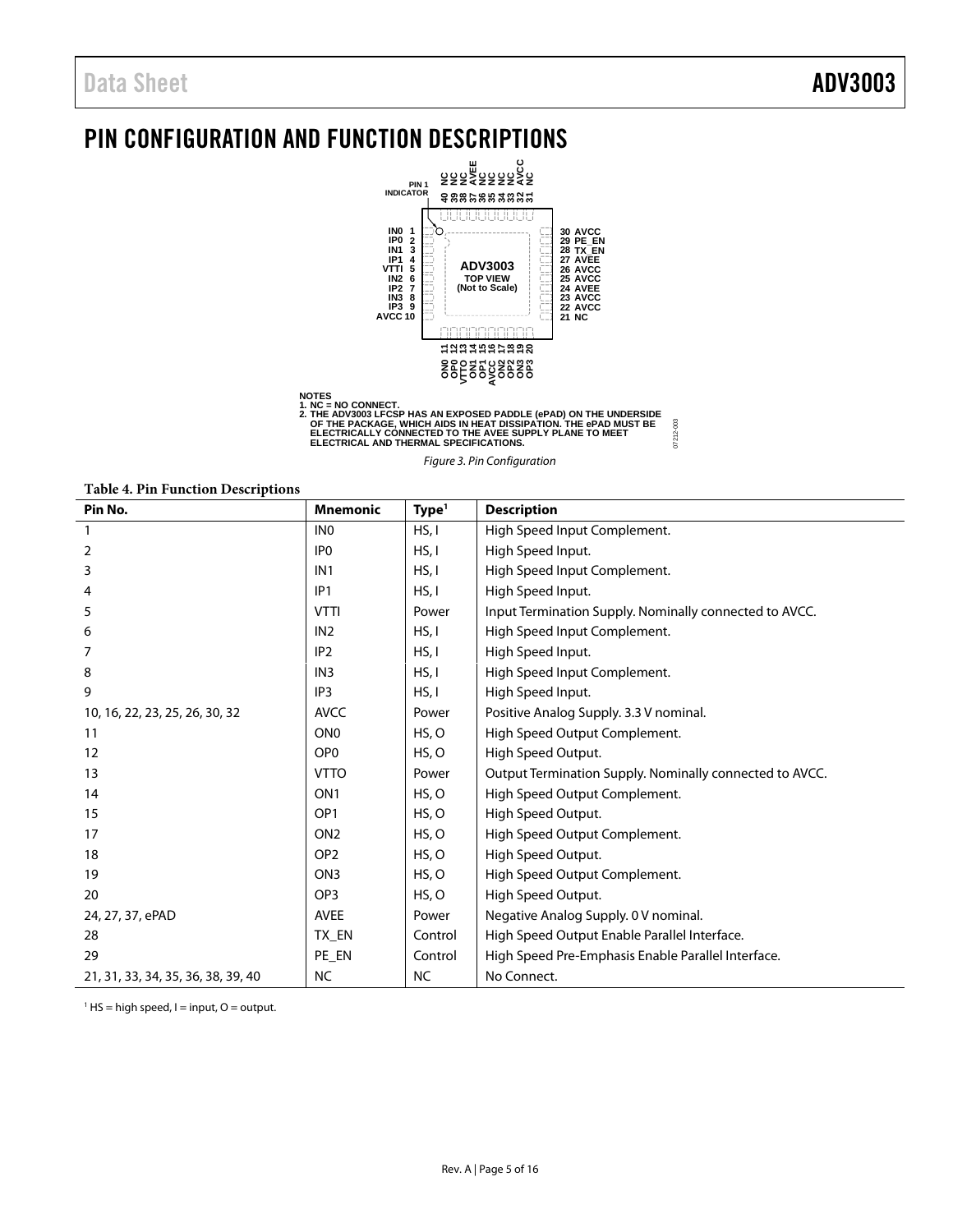# PIN CONFIGURATION AND FUNCTION DESCRIPTIONS

NOTES
1. NC = NO CONNECT.
2. THE ADV3003 LFCSP HAS AN EXPOSED PADDLE (ePAD) ON THE UNDERSIDE OF THE PACKAGE, WHICH AIDS IN HEAT DISSIPATION. THE ePAD MUST BE ELECTRICALLY CONNECTED TO THE AVEE SUPPLY PLANE TO MEET ELECTRICAL AND THERMAL SPECIFICATIONS.

*Figure 3. Pin Configuration*

**Table 4. Pin Function Descriptions**

| Pin No. | Mnemonic | Type[1] | Description |
|---|---|---|---|
| 1 | IN0 | HS, I | High Speed Input Complement. |
| 2 | IP0 | HS, I | High Speed Input. |
| 3 | IN1 | HS, I | High Speed Input Complement. |
| 4 | IP1 | HS, I | High Speed Input. |
| 5 | VTTI | Power | Input Termination Supply. Nominally connected to AVCC. |
| 6 | IN2 | HS, I | High Speed Input Complement. |
| 7 | IP2 | HS, I | High Speed Input. |
| 8 | IN3 | HS, I | High Speed Input Complement. |
| 9 | IP3 | HS, I | High Speed Input. |
| 10, 16, 22, 23, 25, 26, 30, 32 | AVCC | Power | Positive Analog Supply. 3.3 V nominal. |
| 11 | ON0 | HS, O | High Speed Output Complement. |
| 12 | OP0 | HS, O | High Speed Output. |
| 13 | VTTO | Power | Output Termination Supply. Nominally connected to AVCC. |
| 14 | ON1 | HS, O | High Speed Output Complement. |
| 15 | OP1 | HS, O | High Speed Output. |
| 17 | ON2 | HS, O | High Speed Output Complement. |
| 18 | OP2 | HS, O | High Speed Output. |
| 19 | ON3 | HS, O | High Speed Output Complement. |
| 20 | OP3 | HS, O | High Speed Output. |
| 24, 27, 37, ePAD | AVEE | Power | Negative Analog Supply. 0 V nominal. |
| 28 | TX_EN | Control | High Speed Output Enable Parallel Interface. |
| 29 | PE_EN | Control | High Speed Pre-Emphasis Enable Parallel Interface. |
| 21, 31, 33, 34, 35, 36, 38, 39, 40 | NC | NC | No Connect. |

[1] HS = high speed, I = input, O = output.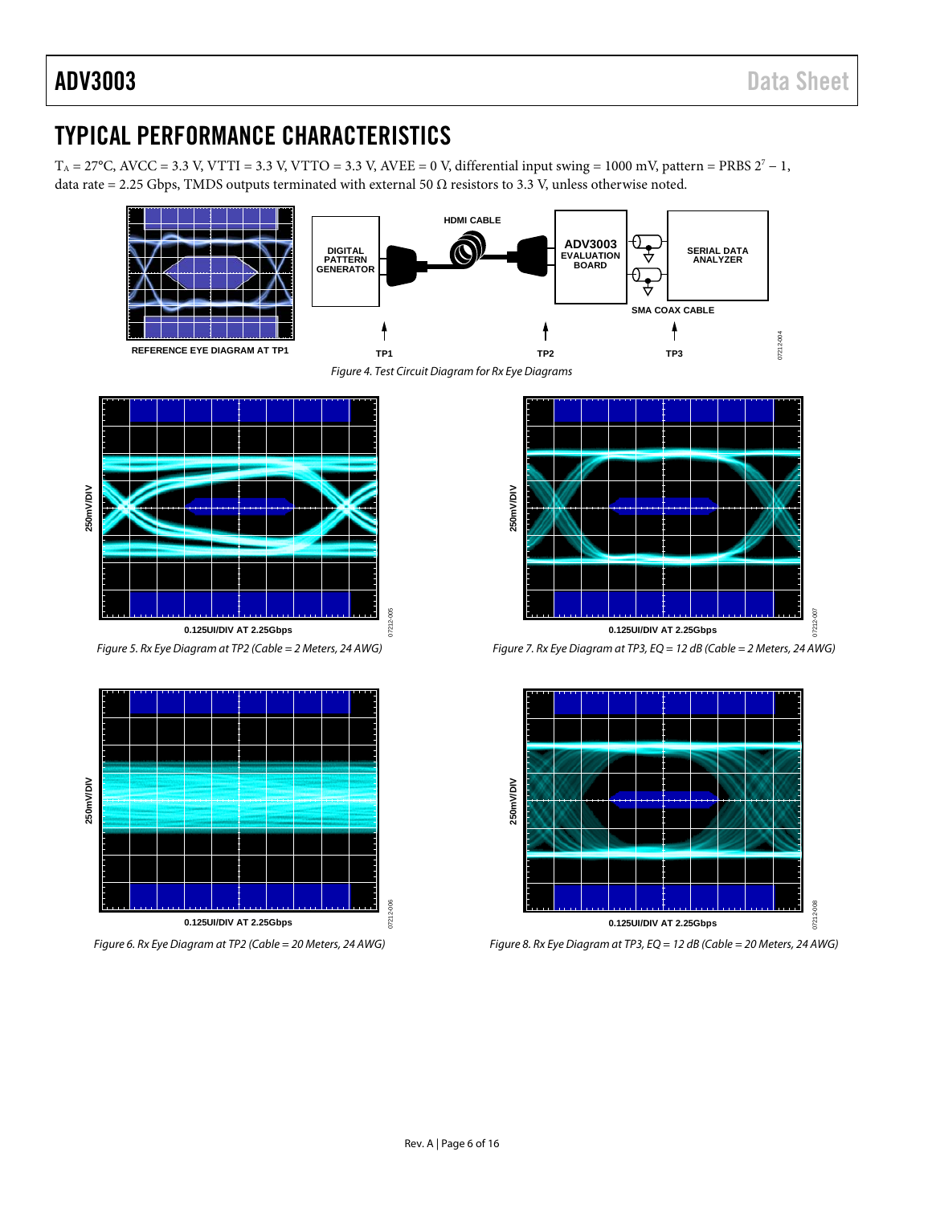## TYPICAL PERFORMANCE CHARACTERISTICS

$T_A$ = 27°C, AVCC = 3.3 V, VTTI = 3.3 V, VTTO = 3.3 V, AVEE = 0 V, differential input swing = 1000 mV, pattern = PRBS $2^7 - 1$, data rate = 2.25 Gbps, TMDS outputs terminated with external 50 Ω resistors to 3.3 V, unless otherwise noted.

*Figure 4. Test Circuit Diagram for Rx Eye Diagrams*

*Figure 5. Rx Eye Diagram at TP2 (Cable = 2 Meters, 24 AWG)*

*Figure 6. Rx Eye Diagram at TP2 (Cable = 20 Meters, 24 AWG)*

*Figure 7. Rx Eye Diagram at TP3, EQ = 12 dB (Cable = 2 Meters, 24 AWG)*

*Figure 8. Rx Eye Diagram at TP3, EQ = 12 dB (Cable = 20 Meters, 24 AWG)*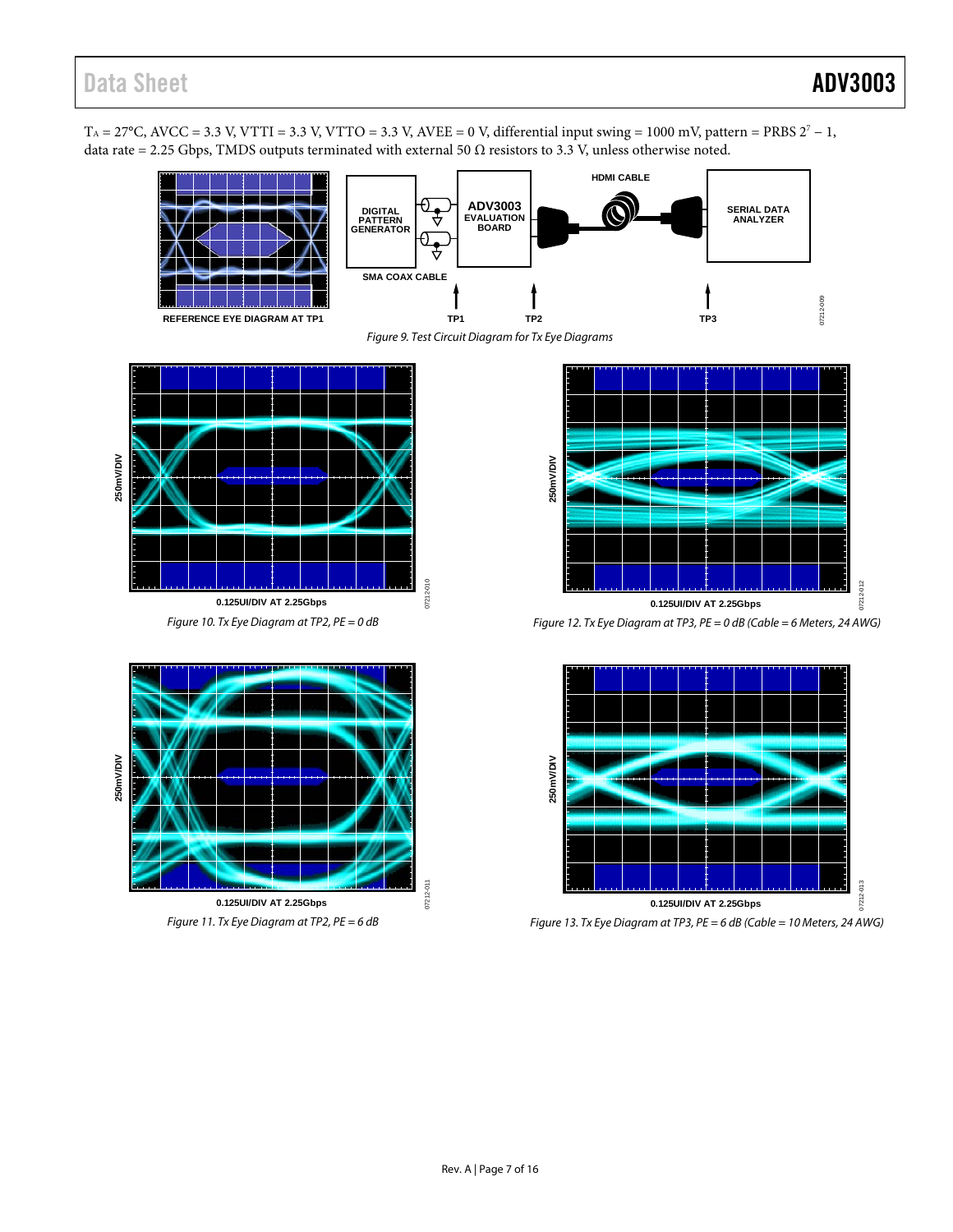$T_A$ = 27°C, AVCC = 3.3 V, VTTI = 3.3 V, VTTO = 3.3 V, AVEE = 0 V, differential input swing = 1000 mV, pattern = PRBS $2^7 - 1$, data rate = 2.25 Gbps, TMDS outputs terminated with external 50 Ω resistors to 3.3 V, unless otherwise noted.

*Figure 9. Test Circuit Diagram for Tx Eye Diagrams*

*Figure 10. Tx Eye Diagram at TP2, PE = 0 dB*

*Figure 11. Tx Eye Diagram at TP2, PE = 6 dB*

*Figure 12. Tx Eye Diagram at TP3, PE = 0 dB (Cable = 6 Meters, 24 AWG)*

*Figure 13. Tx Eye Diagram at TP3, PE = 6 dB (Cable = 10 Meters, 24 AWG)*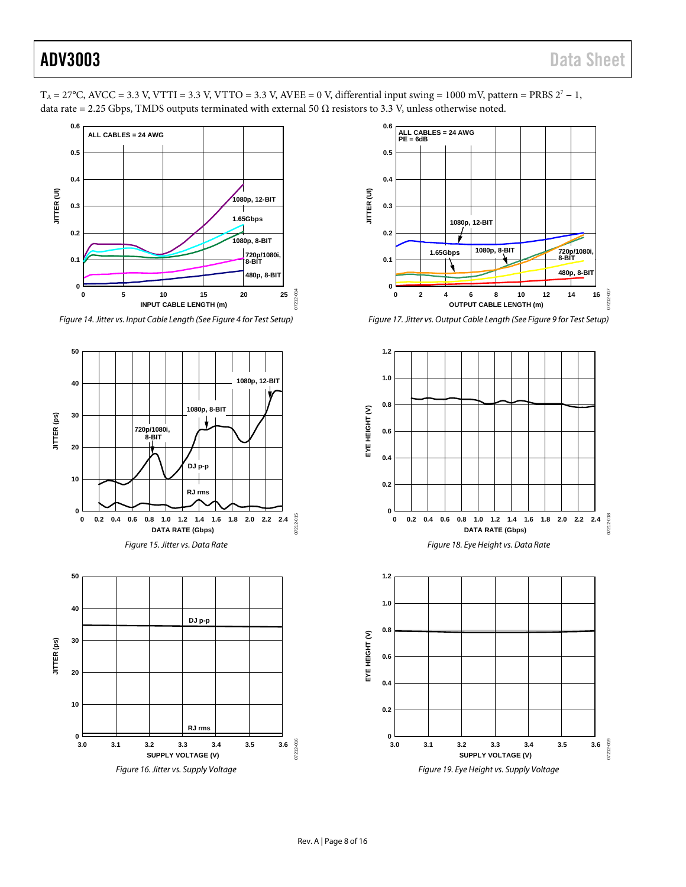$T_A$ = 27°C, AVCC = 3.3 V, VTTI = 3.3 V, VTTO = 3.3 V, AVEE = 0 V, differential input swing = 1000 mV, pattern = PRBS $2^7 - 1$, data rate = 2.25 Gbps, TMDS outputs terminated with external 50 Ω resistors to 3.3 V, unless otherwise noted.

*Figure 14. Jitter vs. Input Cable Length (See Figure 4 for Test Setup)*

*Figure 17. Jitter vs. Output Cable Length (See Figure 9 for Test Setup)*

*Figure 15. Jitter vs. Data Rate*

*Figure 18. Eye Height vs. Data Rate*

*Figure 16. Jitter vs. Supply Voltage*

*Figure 19. Eye Height vs. Supply Voltage*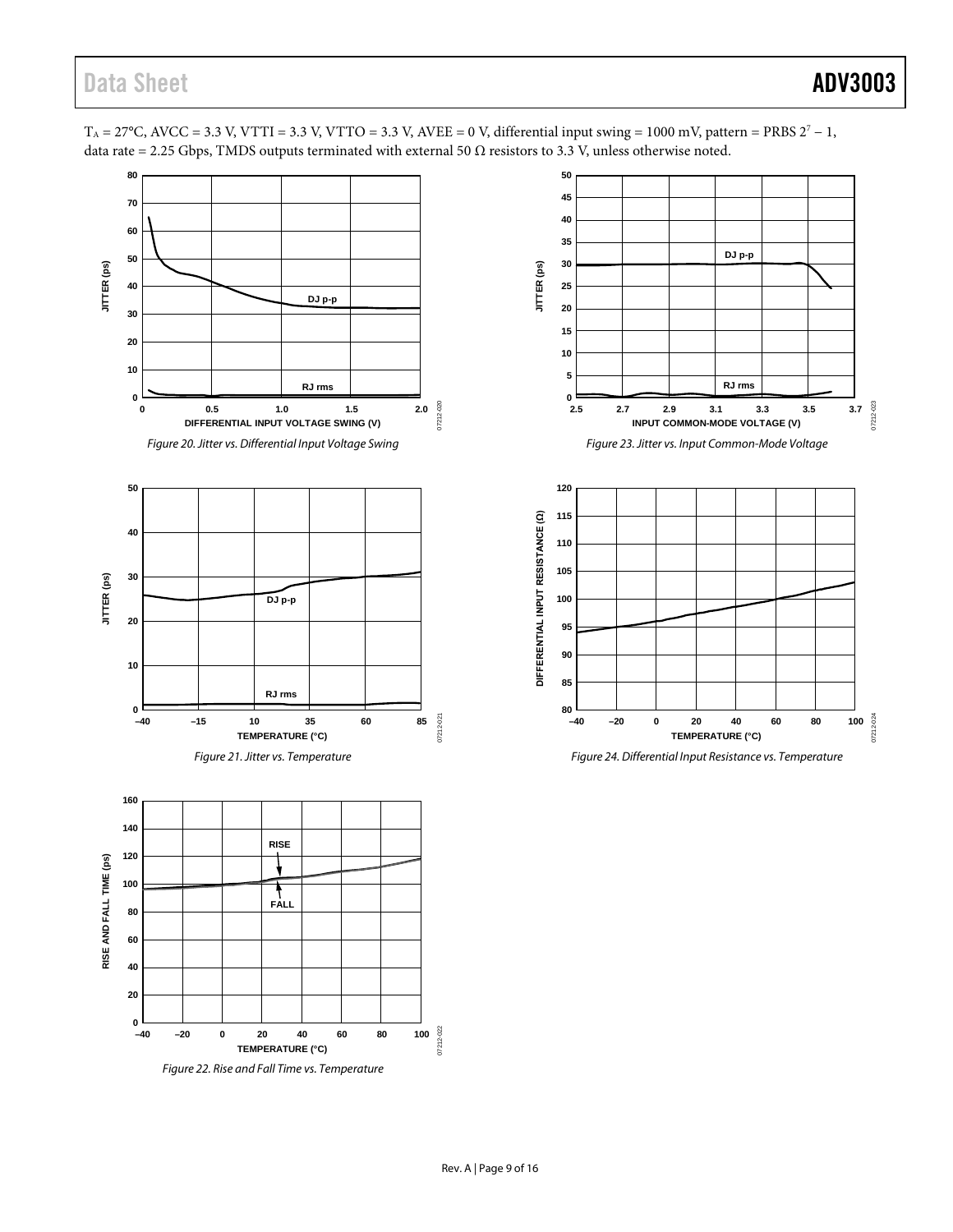$T_A$ = 27°C, AVCC = 3.3 V, VTTI = 3.3 V, VTTO = 3.3 V, AVEE = 0 V, differential input swing = 1000 mV, pattern = PRBS $2^7 - 1$, data rate = 2.25 Gbps, TMDS outputs terminated with external 50 Ω resistors to 3.3 V, unless otherwise noted.

*Figure 20. Jitter vs. Differential Input Voltage Swing*

*Figure 21. Jitter vs. Temperature*

*Figure 22. Rise and Fall Time vs. Temperature*

*Figure 23. Jitter vs. Input Common-Mode Voltage*

*Figure 24. Differential Input Resistance vs. Temperature*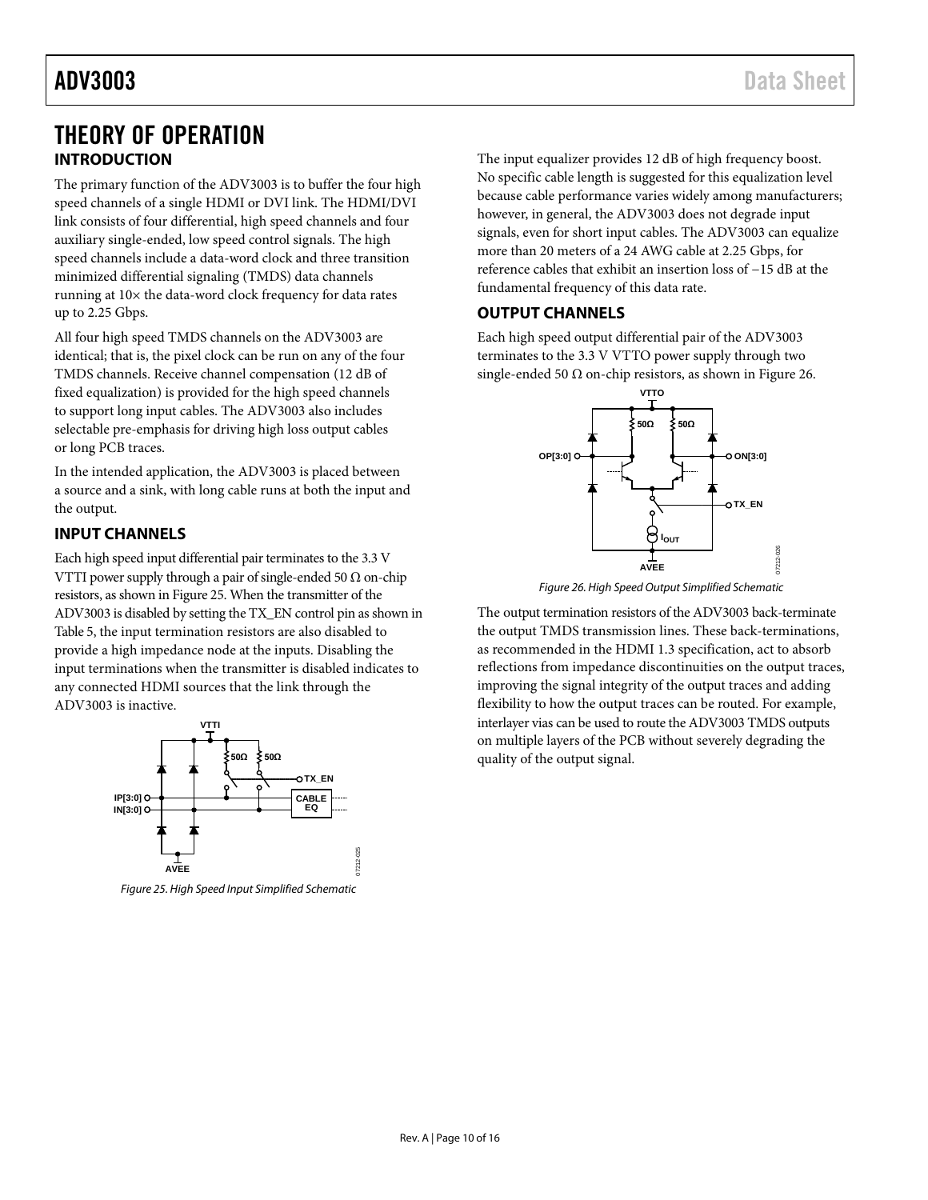# THEORY OF OPERATION

## INTRODUCTION

The primary function of the ADV3003 is to buffer the four high speed channels of a single HDMI or DVI link. The HDMI/DVI link consists of four differential, high speed channels and four auxiliary single-ended, low speed control signals. The high speed channels include a data-word clock and three transition minimized differential signaling (TMDS) data channels running at 10× the data-word clock frequency for data rates up to 2.25 Gbps.

All four high speed TMDS channels on the ADV3003 are identical; that is, the pixel clock can be run on any of the four TMDS channels. Receive channel compensation (12 dB of fixed equalization) is provided for the high speed channels to support long input cables. The ADV3003 also includes selectable pre-emphasis for driving high loss output cables or long PCB traces.

In the intended application, the ADV3003 is placed between a source and a sink, with long cable runs at both the input and the output.

## INPUT CHANNELS

Each high speed input differential pair terminates to the 3.3 V VTTI power supply through a pair of single-ended 50 Ω on-chip resistors, as shown in Figure 25. When the transmitter of the ADV3003 is disabled by setting the TX_EN control pin as shown in Table 5, the input termination resistors are also disabled to provide a high impedance node at the inputs. Disabling the input terminations when the transmitter is disabled indicates to any connected HDMI sources that the link through the ADV3003 is inactive.

*Figure 25. High Speed Input Simplified Schematic*

The input equalizer provides 12 dB of high frequency boost. No specific cable length is suggested for this equalization level because cable performance varies widely among manufacturers; however, in general, the ADV3003 does not degrade input signals, even for short input cables. The ADV3003 can equalize more than 20 meters of a 24 AWG cable at 2.25 Gbps, for reference cables that exhibit an insertion loss of −15 dB at the fundamental frequency of this data rate.

## OUTPUT CHANNELS

Each high speed output differential pair of the ADV3003 terminates to the 3.3 V VTTO power supply through two single-ended 50 Ω on-chip resistors, as shown in Figure 26.

*Figure 26. High Speed Output Simplified Schematic*

The output termination resistors of the ADV3003 back-terminate the output TMDS transmission lines. These back-terminations, as recommended in the HDMI 1.3 specification, act to absorb reflections from impedance discontinuities on the output traces, improving the signal integrity of the output traces and adding flexibility to how the output traces can be routed. For example, interlayer vias can be used to route the ADV3003 TMDS outputs on multiple layers of the PCB without severely degrading the quality of the output signal.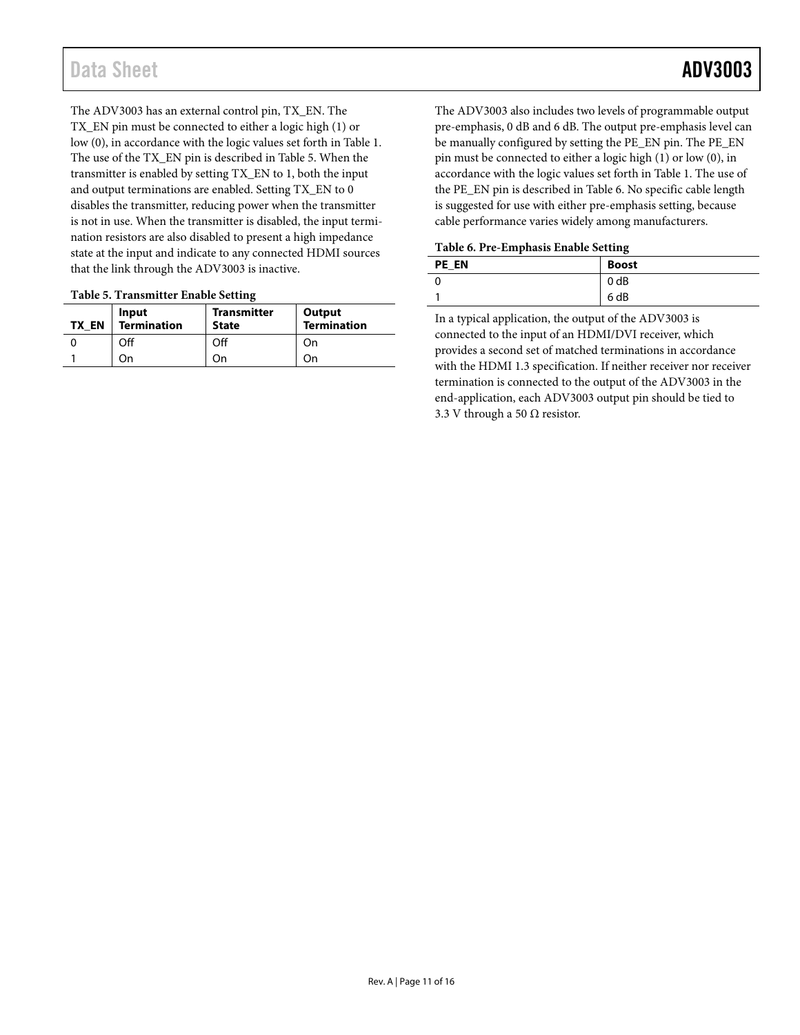The ADV3003 has an external control pin, TX_EN. The TX_EN pin must be connected to either a logic high (1) or low (0), in accordance with the logic values set forth in Table 1. The use of the TX_EN pin is described in Table 5. When the transmitter is enabled by setting TX_EN to 1, both the input and output terminations are enabled. Setting TX_EN to 0 disables the transmitter, reducing power when the transmitter is not in use. When the transmitter is disabled, the input termination resistors are also disabled to present a high impedance state at the input and indicate to any connected HDMI sources that the link through the ADV3003 is inactive.

**Table 5. Transmitter Enable Setting**

| TX_EN | Input Termination | Transmitter State | Output Termination |
|---|---|---|---|
| 0 | Off | Off | On |
| 1 | On | On | On |

The ADV3003 also includes two levels of programmable output pre-emphasis, 0 dB and 6 dB. The output pre-emphasis level can be manually configured by setting the PE_EN pin. The PE_EN pin must be connected to either a logic high (1) or low (0), in accordance with the logic values set forth in Table 1. The use of the PE_EN pin is described in Table 6. No specific cable length is suggested for use with either pre-emphasis setting, because cable performance varies widely among manufacturers.

**Table 6. Pre-Emphasis Enable Setting**

| PE_EN | Boost |
|---|---|
| 0 | 0 dB |
| 1 | 6 dB |

In a typical application, the output of the ADV3003 is connected to the input of an HDMI/DVI receiver, which provides a second set of matched terminations in accordance with the HDMI 1.3 specification. If neither receiver nor receiver termination is connected to the output of the ADV3003 in the end-application, each ADV3003 output pin should be tied to 3.3 V through a 50 Ω resistor.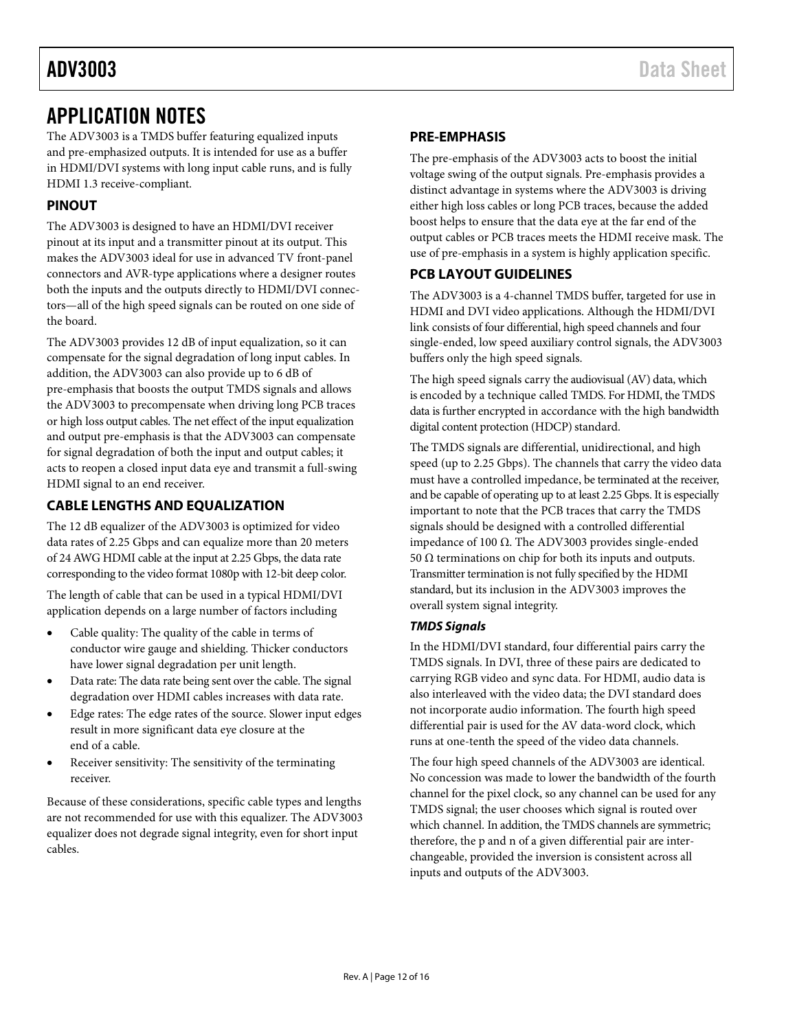# APPLICATION NOTES

The ADV3003 is a TMDS buffer featuring equalized inputs and pre-emphasized outputs. It is intended for use as a buffer in HDMI/DVI systems with long input cable runs, and is fully HDMI 1.3 receive-compliant.

## PINOUT

The ADV3003 is designed to have an HDMI/DVI receiver pinout at its input and a transmitter pinout at its output. This makes the ADV3003 ideal for use in advanced TV front-panel connectors and AVR-type applications where a designer routes both the inputs and the outputs directly to HDMI/DVI connectors—all of the high speed signals can be routed on one side of the board.

The ADV3003 provides 12 dB of input equalization, so it can compensate for the signal degradation of long input cables. In addition, the ADV3003 can also provide up to 6 dB of pre-emphasis that boosts the output TMDS signals and allows the ADV3003 to precompensate when driving long PCB traces or high loss output cables. The net effect of the input equalization and output pre-emphasis is that the ADV3003 can compensate for signal degradation of both the input and output cables; it acts to reopen a closed input data eye and transmit a full-swing HDMI signal to an end receiver.

## CABLE LENGTHS AND EQUALIZATION

The 12 dB equalizer of the ADV3003 is optimized for video data rates of 2.25 Gbps and can equalize more than 20 meters of 24 AWG HDMI cable at the input at 2.25 Gbps, the data rate corresponding to the video format 1080p with 12-bit deep color.

The length of cable that can be used in a typical HDMI/DVI application depends on a large number of factors including

- Cable quality: The quality of the cable in terms of conductor wire gauge and shielding. Thicker conductors have lower signal degradation per unit length.
- Data rate: The data rate being sent over the cable. The signal degradation over HDMI cables increases with data rate.
- Edge rates: The edge rates of the source. Slower input edges result in more significant data eye closure at the end of a cable.
- Receiver sensitivity: The sensitivity of the terminating receiver.

Because of these considerations, specific cable types and lengths are not recommended for use with this equalizer. The ADV3003 equalizer does not degrade signal integrity, even for short input cables.

## PRE-EMPHASIS

The pre-emphasis of the ADV3003 acts to boost the initial voltage swing of the output signals. Pre-emphasis provides a distinct advantage in systems where the ADV3003 is driving either high loss cables or long PCB traces, because the added boost helps to ensure that the data eye at the far end of the output cables or PCB traces meets the HDMI receive mask. The use of pre-emphasis in a system is highly application specific.

## PCB LAYOUT GUIDELINES

The ADV3003 is a 4-channel TMDS buffer, targeted for use in HDMI and DVI video applications. Although the HDMI/DVI link consists of four differential, high speed channels and four single-ended, low speed auxiliary control signals, the ADV3003 buffers only the high speed signals.

The high speed signals carry the audiovisual (AV) data, which is encoded by a technique called TMDS. For HDMI, the TMDS data is further encrypted in accordance with the high bandwidth digital content protection (HDCP) standard.

The TMDS signals are differential, unidirectional, and high speed (up to 2.25 Gbps). The channels that carry the video data must have a controlled impedance, be terminated at the receiver, and be capable of operating up to at least 2.25 Gbps. It is especially important to note that the PCB traces that carry the TMDS signals should be designed with a controlled differential impedance of 100 Ω. The ADV3003 provides single-ended 50 Ω terminations on chip for both its inputs and outputs. Transmitter termination is not fully specified by the HDMI standard, but its inclusion in the ADV3003 improves the overall system signal integrity.

### *TMDS Signals*

In the HDMI/DVI standard, four differential pairs carry the TMDS signals. In DVI, three of these pairs are dedicated to carrying RGB video and sync data. For HDMI, audio data is also interleaved with the video data; the DVI standard does not incorporate audio information. The fourth high speed differential pair is used for the AV data-word clock, which runs at one-tenth the speed of the video data channels.

The four high speed channels of the ADV3003 are identical. No concession was made to lower the bandwidth of the fourth channel for the pixel clock, so any channel can be used for any TMDS signal; the user chooses which signal is routed over which channel. In addition, the TMDS channels are symmetric; therefore, the p and n of a given differential pair are interchangeable, provided the inversion is consistent across all inputs and outputs of the ADV3003.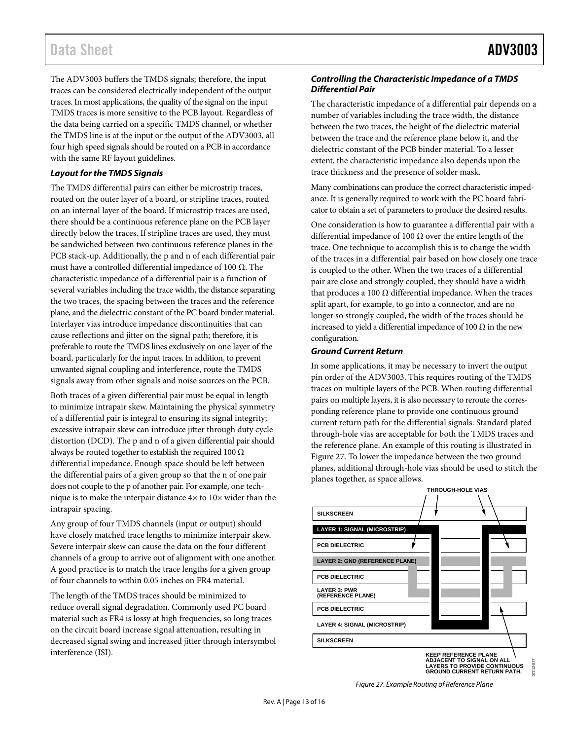The ADV3003 buffers the TMDS signals; therefore, the input traces can be considered electrically independent of the output traces. In most applications, the quality of the signal on the input TMDS traces is more sensitive to the PCB layout. Regardless of the data being carried on a specific TMDS channel, or whether the TMDS line is at the input or the output of the ADV3003, all four high speed signals should be routed on a PCB in accordance with the same RF layout guidelines.

### *Layout for the TMDS Signals*

The TMDS differential pairs can either be microstrip traces, routed on the outer layer of a board, or stripline traces, routed on an internal layer of the board. If microstrip traces are used, there should be a continuous reference plane on the PCB layer directly below the traces. If stripline traces are used, they must be sandwiched between two continuous reference planes in the PCB stack-up. Additionally, the p and n of each differential pair must have a controlled differential impedance of 100 Ω. The characteristic impedance of a differential pair is a function of several variables including the trace width, the distance separating the two traces, the spacing between the traces and the reference plane, and the dielectric constant of the PC board binder material. Interlayer vias introduce impedance discontinuities that can cause reflections and jitter on the signal path; therefore, it is preferable to route the TMDS lines exclusively on one layer of the board, particularly for the input traces. In addition, to prevent unwanted signal coupling and interference, route the TMDS signals away from other signals and noise sources on the PCB.

Both traces of a given differential pair must be equal in length to minimize intrapair skew. Maintaining the physical symmetry of a differential pair is integral to ensuring its signal integrity; excessive intrapair skew can introduce jitter through duty cycle distortion (DCD). The p and n of a given differential pair should always be routed together to establish the required 100 Ω differential impedance. Enough space should be left between the differential pairs of a given group so that the n of one pair does not couple to the p of another pair. For example, one technique is to make the interpair distance 4× to 10× wider than the intrapair spacing.

Any group of four TMDS channels (input or output) should have closely matched trace lengths to minimize interpair skew. Severe interpair skew can cause the data on the four different channels of a group to arrive out of alignment with one another. A good practice is to match the trace lengths for a given group of four channels to within 0.05 inches on FR4 material.

The length of the TMDS traces should be minimized to reduce overall signal degradation. Commonly used PC board material such as FR4 is lossy at high frequencies, so long traces on the circuit board increase signal attenuation, resulting in decreased signal swing and increased jitter through intersymbol interference (ISI).

### *Controlling the Characteristic Impedance of a TMDS Differential Pair*

The characteristic impedance of a differential pair depends on a number of variables including the trace width, the distance between the two traces, the height of the dielectric material between the trace and the reference plane below it, and the dielectric constant of the PCB binder material. To a lesser extent, the characteristic impedance also depends upon the trace thickness and the presence of solder mask.

Many combinations can produce the correct characteristic impedance. It is generally required to work with the PC board fabricator to obtain a set of parameters to produce the desired results.

One consideration is how to guarantee a differential pair with a differential impedance of 100 Ω over the entire length of the trace. One technique to accomplish this is to change the width of the traces in a differential pair based on how closely one trace is coupled to the other. When the two traces of a differential pair are close and strongly coupled, they should have a width that produces a 100 Ω differential impedance. When the traces split apart, for example, to go into a connector, and are no longer so strongly coupled, the width of the traces should be increased to yield a differential impedance of 100 Ω in the new configuration.

### *Ground Current Return*

In some applications, it may be necessary to invert the output pin order of the ADV3003. This requires routing of the TMDS traces on multiple layers of the PCB. When routing differential pairs on multiple layers, it is also necessary to reroute the corresponding reference plane to provide one continuous ground current return path for the differential signals. Standard plated through-hole vias are acceptable for both the TMDS traces and the reference plane. An example of this routing is illustrated in Figure 27. To lower the impedance between the two ground planes, additional through-hole vias should be used to stitch the planes together, as space allows.

THROUGH-HOLE VIAS

SILKSCREEN
LAYER 1: SIGNAL (MICROSTRIP)
PCB DIELECTRIC
LAYER 2: GND (REFERENCE PLANE)
PCB DIELECTRIC
LAYER 3: PWR (REFERENCE PLANE)
PCB DIELECTRIC
LAYER 4: SIGNAL (MICROSTRIP)
SILKSCREEN

KEEP REFERENCE PLANE ADJACENT TO SIGNAL ON ALL LAYERS TO PROVIDE CONTINUOUS GROUND CURRENT RETURN PATH.

*Figure 27. Example Routing of Reference Plane*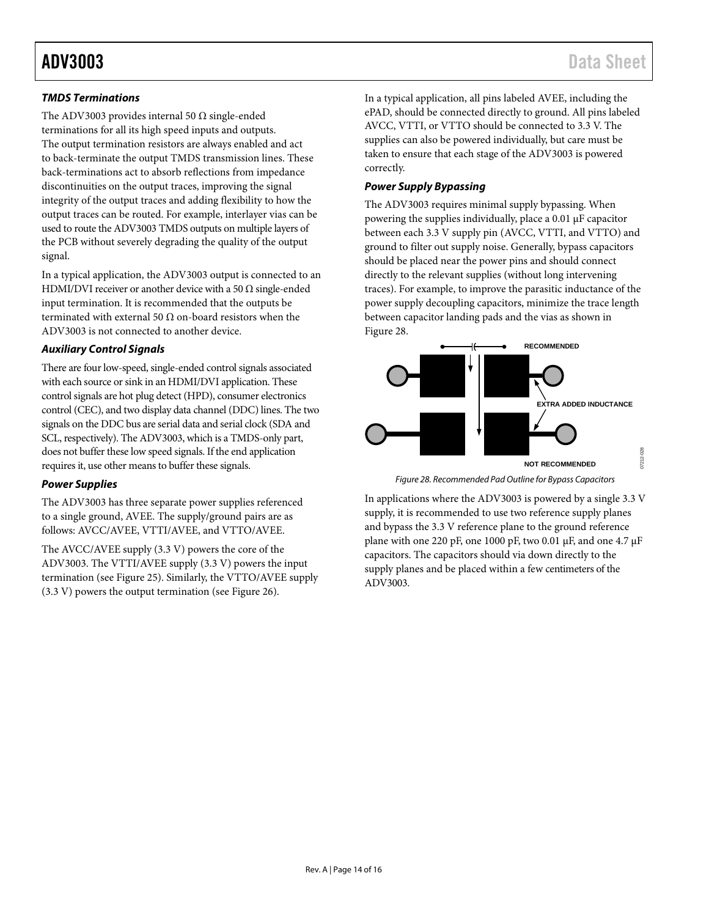### TMDS Terminations

The ADV3003 provides internal 50 Ω single-ended terminations for all its high speed inputs and outputs. The output termination resistors are always enabled and act to back-terminate the output TMDS transmission lines. These back-terminations act to absorb reflections from impedance discontinuities on the output traces, improving the signal integrity of the output traces and adding flexibility to how the output traces can be routed. For example, interlayer vias can be used to route the ADV3003 TMDS outputs on multiple layers of the PCB without severely degrading the quality of the output signal.

In a typical application, the ADV3003 output is connected to an HDMI/DVI receiver or another device with a 50 Ω single-ended input termination. It is recommended that the outputs be terminated with external 50 Ω on-board resistors when the ADV3003 is not connected to another device.

### Auxiliary Control Signals

There are four low-speed, single-ended control signals associated with each source or sink in an HDMI/DVI application. These control signals are hot plug detect (HPD), consumer electronics control (CEC), and two display data channel (DDC) lines. The two signals on the DDC bus are serial data and serial clock (SDA and SCL, respectively). The ADV3003, which is a TMDS-only part, does not buffer these low speed signals. If the end application requires it, use other means to buffer these signals.

### Power Supplies

The ADV3003 has three separate power supplies referenced to a single ground, AVEE. The supply/ground pairs are as follows: AVCC/AVEE, VTTI/AVEE, and VTTO/AVEE.

The AVCC/AVEE supply (3.3 V) powers the core of the ADV3003. The VTTI/AVEE supply (3.3 V) powers the input termination (see Figure 25). Similarly, the VTTO/AVEE supply (3.3 V) powers the output termination (see Figure 26).

In a typical application, all pins labeled AVEE, including the ePAD, should be connected directly to ground. All pins labeled AVCC, VTTI, or VTTO should be connected to 3.3 V. The supplies can also be powered individually, but care must be taken to ensure that each stage of the ADV3003 is powered correctly.

### Power Supply Bypassing

The ADV3003 requires minimal supply bypassing. When powering the supplies individually, place a 0.01 µF capacitor between each 3.3 V supply pin (AVCC, VTTI, and VTTO) and ground to filter out supply noise. Generally, bypass capacitors should be placed near the power pins and should connect directly to the relevant supplies (without long intervening traces). For example, to improve the parasitic inductance of the power supply decoupling capacitors, minimize the trace length between capacitor landing pads and the vias as shown in Figure 28.

RECOMMENDED

EXTRA ADDED INDUCTANCE

NOT RECOMMENDED

*Figure 28. Recommended Pad Outline for Bypass Capacitors*

In applications where the ADV3003 is powered by a single 3.3 V supply, it is recommended to use two reference supply planes and bypass the 3.3 V reference plane to the ground reference plane with one 220 pF, one 1000 pF, two 0.01 µF, and one 4.7 µF capacitors. The capacitors should via down directly to the supply planes and be placed within a few centimeters of the ADV3003.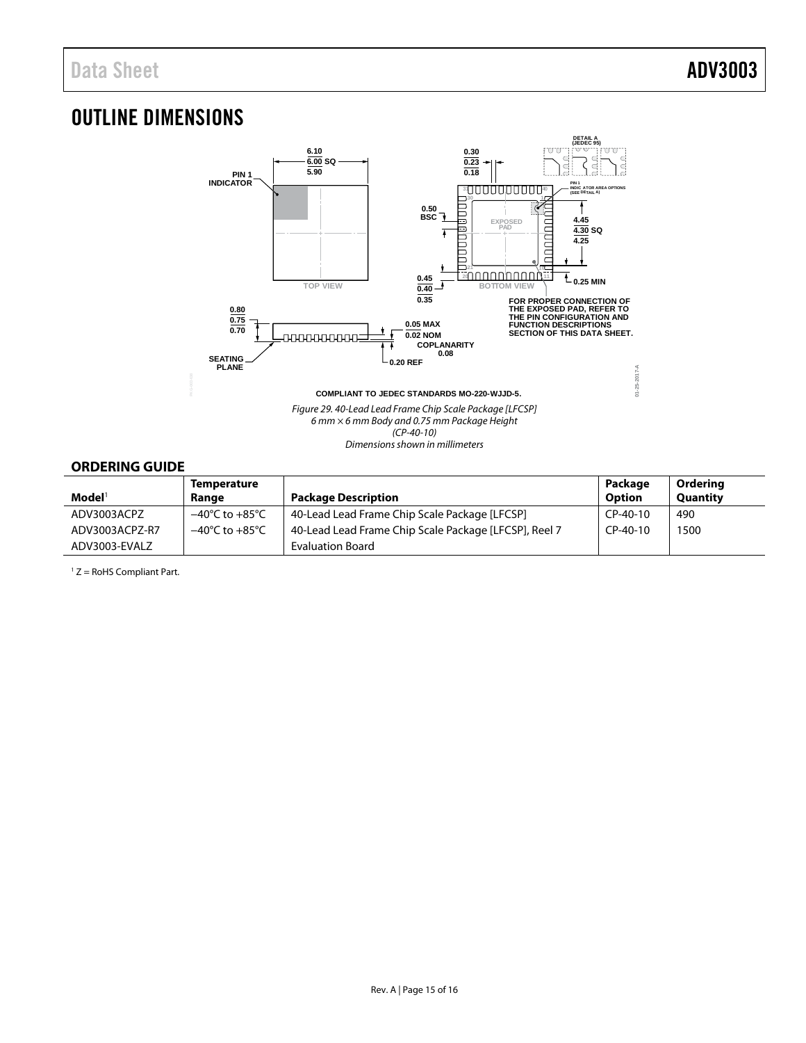# OUTLINE DIMENSIONS

COMPLIANT TO JEDEC STANDARDS MO-220-WJJD-5.

*Figure 29. 40-Lead Lead Frame Chip Scale Package [LFCSP]*
*6 mm × 6 mm Body and 0.75 mm Package Height*
*(CP-40-10)*
*Dimensions shown in millimeters*

## ORDERING GUIDE

| Model[1] | Temperature Range | Package Description | Package Option | Ordering Quantity |
|---|---|---|---|---|
| ADV3003ACPZ | −40°C to +85°C | 40-Lead Lead Frame Chip Scale Package [LFCSP] | CP-40-10 | 490 |
| ADV3003ACPZ-R7 | −40°C to +85°C | 40-Lead Lead Frame Chip Scale Package [LFCSP], Reel 7 | CP-40-10 | 1500 |
| ADV3003-EVALZ | | Evaluation Board | | |

[1] Z = RoHS Compliant Part.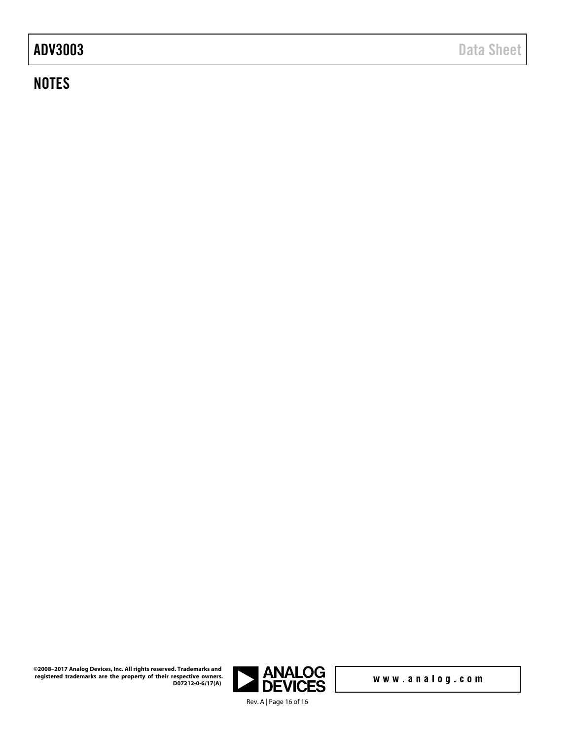## NOTES

©2008–2017 Analog Devices, Inc. All rights reserved. Trademarks and registered trademarks are the property of their respective owners.
D07212-0-6/17(A)

www.analog.com